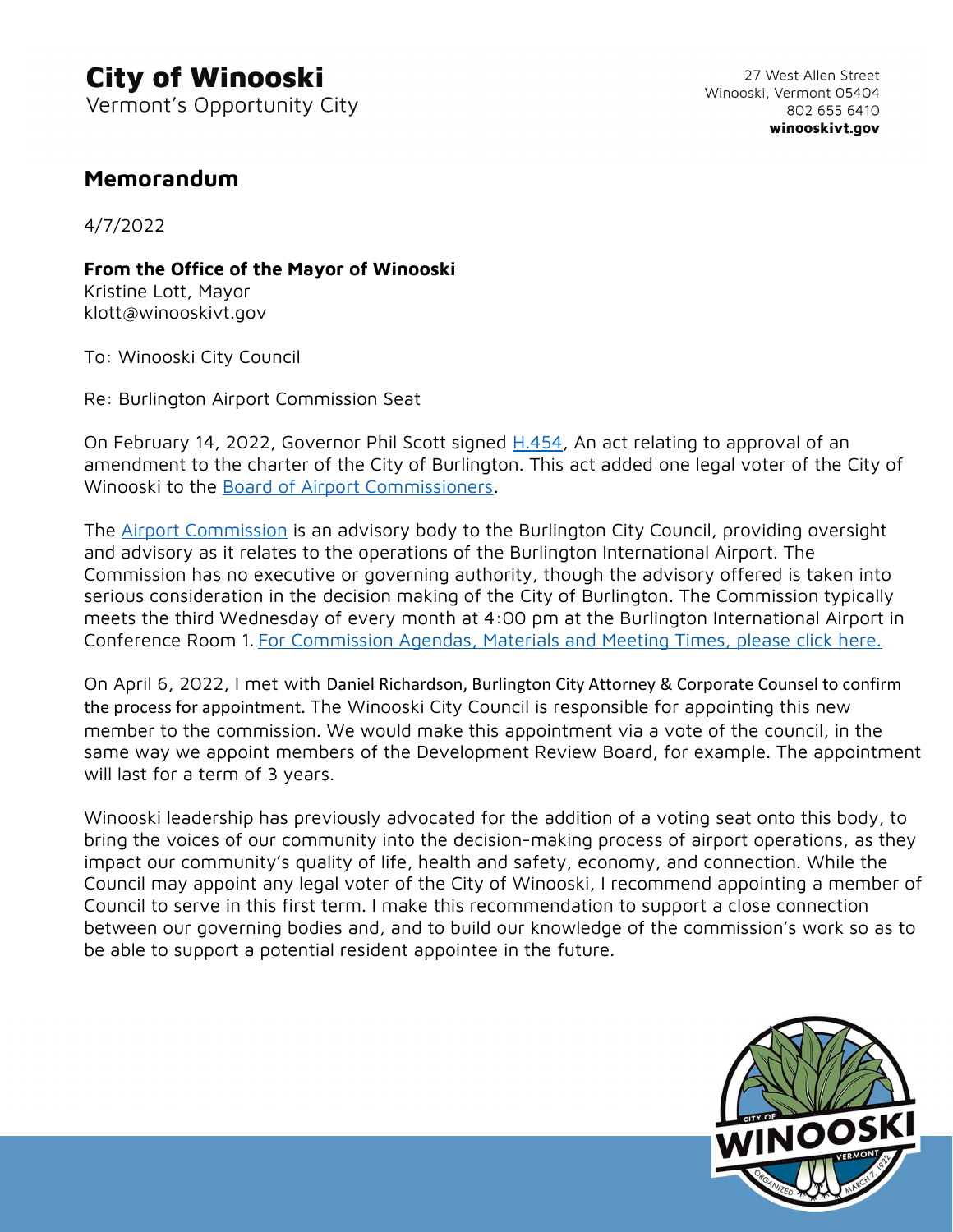**City of Winooski**
Vermont's Opportunity City

27 West Allen Street
Winooski, Vermont 05404
802 655 6410
**winooskivt.gov**

## Memorandum

4/7/2022

**From the Office of the Mayor of Winooski**
Kristine Lott, Mayor
klott@winooskivt.gov

To: Winooski City Council

Re: Burlington Airport Commission Seat

On February 14, 2022, Governor Phil Scott signed H.454, An act relating to approval of an amendment to the charter of the City of Burlington. This act added one legal voter of the City of Winooski to the Board of Airport Commissioners.

The Airport Commission is an advisory body to the Burlington City Council, providing oversight and advisory as it relates to the operations of the Burlington International Airport. The Commission has no executive or governing authority, though the advisory offered is taken into serious consideration in the decision making of the City of Burlington. The Commission typically meets the third Wednesday of every month at 4:00 pm at the Burlington International Airport in Conference Room 1. For Commission Agendas, Materials and Meeting Times, please click here.

On April 6, 2022, I met with Daniel Richardson, Burlington City Attorney & Corporate Counsel to confirm the process for appointment. The Winooski City Council is responsible for appointing this new member to the commission. We would make this appointment via a vote of the council, in the same way we appoint members of the Development Review Board, for example. The appointment will last for a term of 3 years.

Winooski leadership has previously advocated for the addition of a voting seat onto this body, to bring the voices of our community into the decision-making process of airport operations, as they impact our community's quality of life, health and safety, economy, and connection. While the Council may appoint any legal voter of the City of Winooski, I recommend appointing a member of Council to serve in this first term. I make this recommendation to support a close connection between our governing bodies and, and to build our knowledge of the commission's work so as to be able to support a potential resident appointee in the future.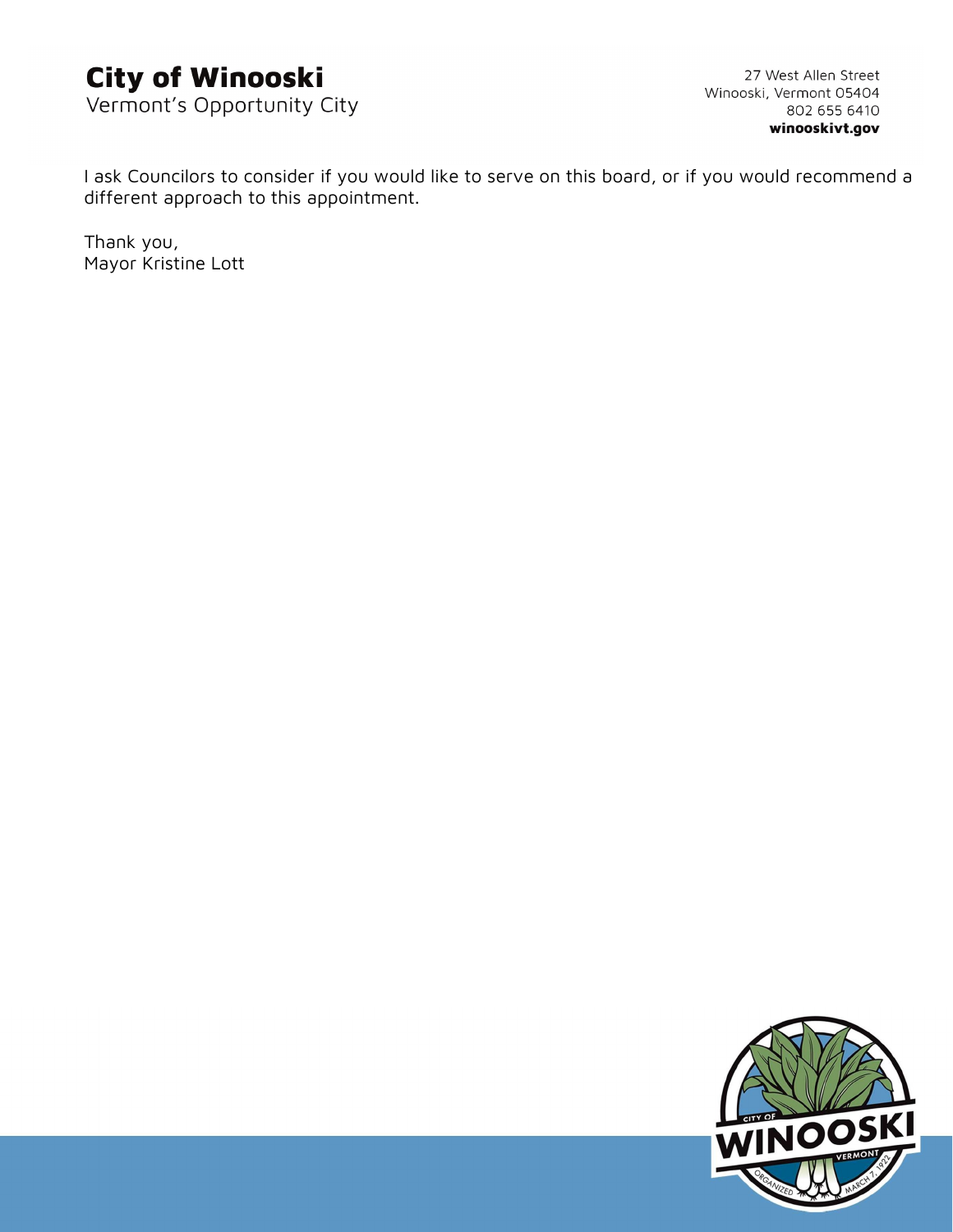I ask Councilors to consider if you would like to serve on this board, or if you would recommend a different approach to this appointment.

Thank you,
Mayor Kristine Lott